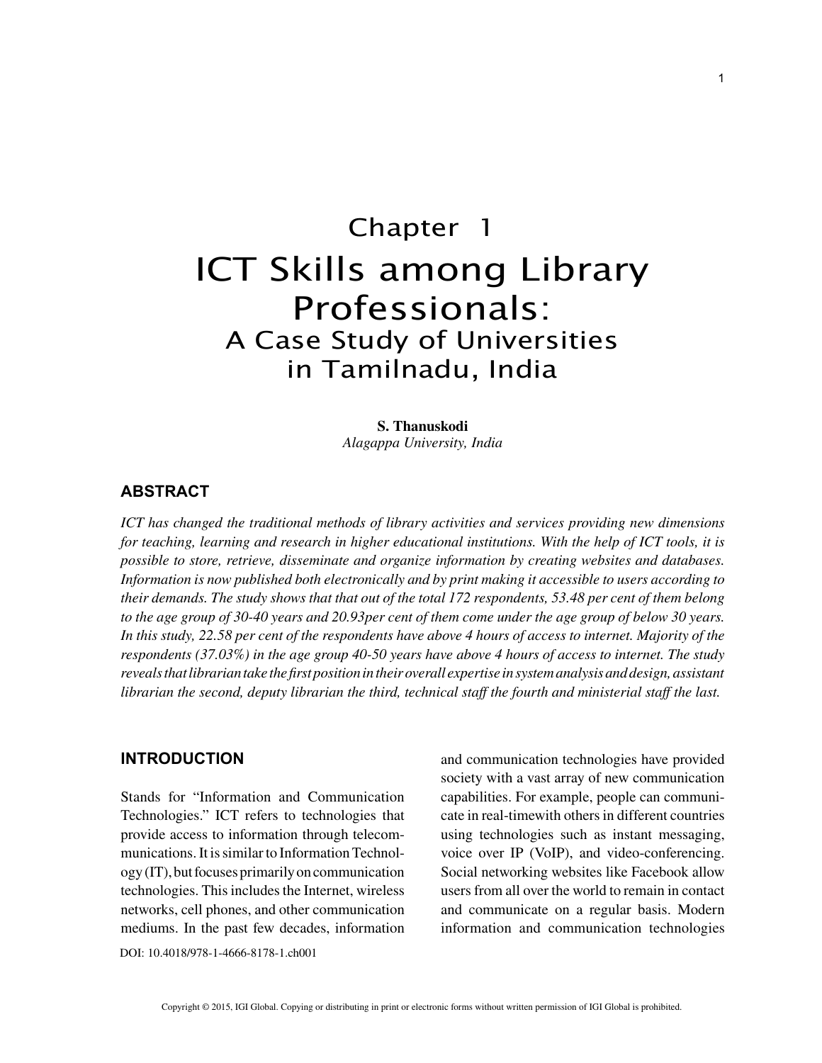# Chapter 1

# ICT Skills among Library Professionals:

## A Case Study of Universities in Tamilnadu, India

**S. Thanuskodi**
*Alagappa University, India*

## ABSTRACT

*ICT has changed the traditional methods of library activities and services providing new dimensions for teaching, learning and research in higher educational institutions. With the help of ICT tools, it is possible to store, retrieve, disseminate and organize information by creating websites and databases. Information is now published both electronically and by print making it accessible to users according to their demands. The study shows that that out of the total 172 respondents, 53.48 per cent of them belong to the age group of 30-40 years and 20.93per cent of them come under the age group of below 30 years. In this study, 22.58 per cent of the respondents have above 4 hours of access to internet. Majority of the respondents (37.03%) in the age group 40-50 years have above 4 hours of access to internet. The study reveals that librarian take the first position in their overall expertise in system analysis and design, assistant librarian the second, deputy librarian the third, technical staff the fourth and ministerial staff the last.*

## INTRODUCTION

Stands for "Information and Communication Technologies." ICT refers to technologies that provide access to information through telecommunications. It is similar to Information Technology (IT), but focuses primarily on communication technologies. This includes the Internet, wireless networks, cell phones, and other communication mediums. In the past few decades, information and communication technologies have provided society with a vast array of new communication capabilities. For example, people can communicate in real-timewith others in different countries using technologies such as instant messaging, voice over IP (VoIP), and video-conferencing. Social networking websites like Facebook allow users from all over the world to remain in contact and communicate on a regular basis. Modern information and communication technologies

DOI: 10.4018/978-1-4666-8178-1.ch001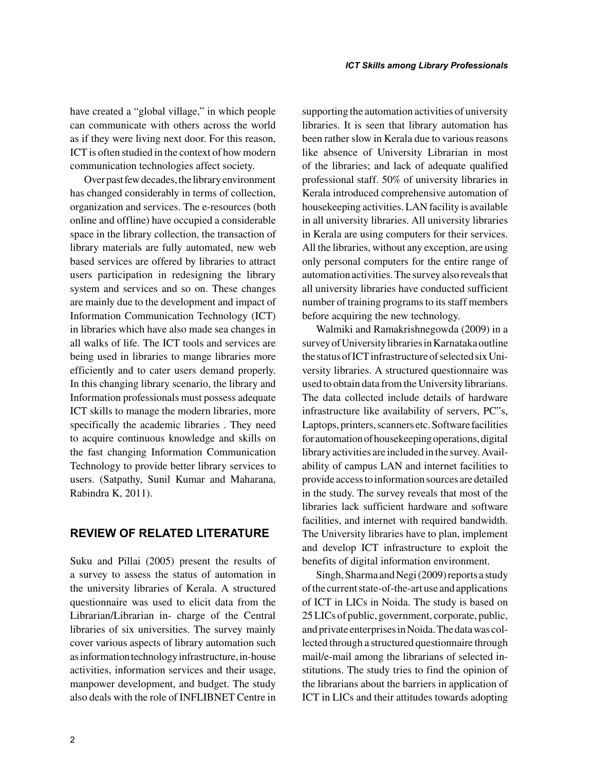have created a "global village," in which people can communicate with others across the world as if they were living next door. For this reason, ICT is often studied in the context of how modern communication technologies affect society.

Over past few decades, the library environment has changed considerably in terms of collection, organization and services. The e-resources (both online and offline) have occupied a considerable space in the library collection, the transaction of library materials are fully automated, new web based services are offered by libraries to attract users participation in redesigning the library system and services and so on. These changes are mainly due to the development and impact of Information Communication Technology (ICT) in libraries which have also made sea changes in all walks of life. The ICT tools and services are being used in libraries to mange libraries more efficiently and to cater users demand properly. In this changing library scenario, the library and Information professionals must possess adequate ICT skills to manage the modern libraries, more specifically the academic libraries . They need to acquire continuous knowledge and skills on the fast changing Information Communication Technology to provide better library services to users. (Satpathy, Sunil Kumar and Maharana, Rabindra K, 2011).

## REVIEW OF RELATED LITERATURE

Suku and Pillai (2005) present the results of a survey to assess the status of automation in the university libraries of Kerala. A structured questionnaire was used to elicit data from the Librarian/Librarian in- charge of the Central libraries of six universities. The survey mainly cover various aspects of library automation such as information technology infrastructure, in-house activities, information services and their usage, manpower development, and budget. The study also deals with the role of INFLIBNET Centre in supporting the automation activities of university libraries. It is seen that library automation has been rather slow in Kerala due to various reasons like absence of University Librarian in most of the libraries; and lack of adequate qualified professional staff. 50% of university libraries in Kerala introduced comprehensive automation of housekeeping activities. LAN facility is available in all university libraries. All university libraries in Kerala are using computers for their services. All the libraries, without any exception, are using only personal computers for the entire range of automation activities. The survey also reveals that all university libraries have conducted sufficient number of training programs to its staff members before acquiring the new technology.

Walmiki and Ramakrishnegowda (2009) in a survey of University libraries in Karnataka outline the status of ICT infrastructure of selected six University libraries. A structured questionnaire was used to obtain data from the University librarians. The data collected include details of hardware infrastructure like availability of servers, PC"s, Laptops, printers, scanners etc. Software facilities for automation of housekeeping operations, digital library activities are included in the survey. Availability of campus LAN and internet facilities to provide access to information sources are detailed in the study. The survey reveals that most of the libraries lack sufficient hardware and software facilities, and internet with required bandwidth. The University libraries have to plan, implement and develop ICT infrastructure to exploit the benefits of digital information environment.

Singh, Sharma and Negi (2009) reports a study of the current state-of-the-art use and applications of ICT in LICs in Noida. The study is based on 25 LICs of public, government, corporate, public, and private enterprises in Noida. The data was collected through a structured questionnaire through mail/e-mail among the librarians of selected institutions. The study tries to find the opinion of the librarians about the barriers in application of ICT in LICs and their attitudes towards adopting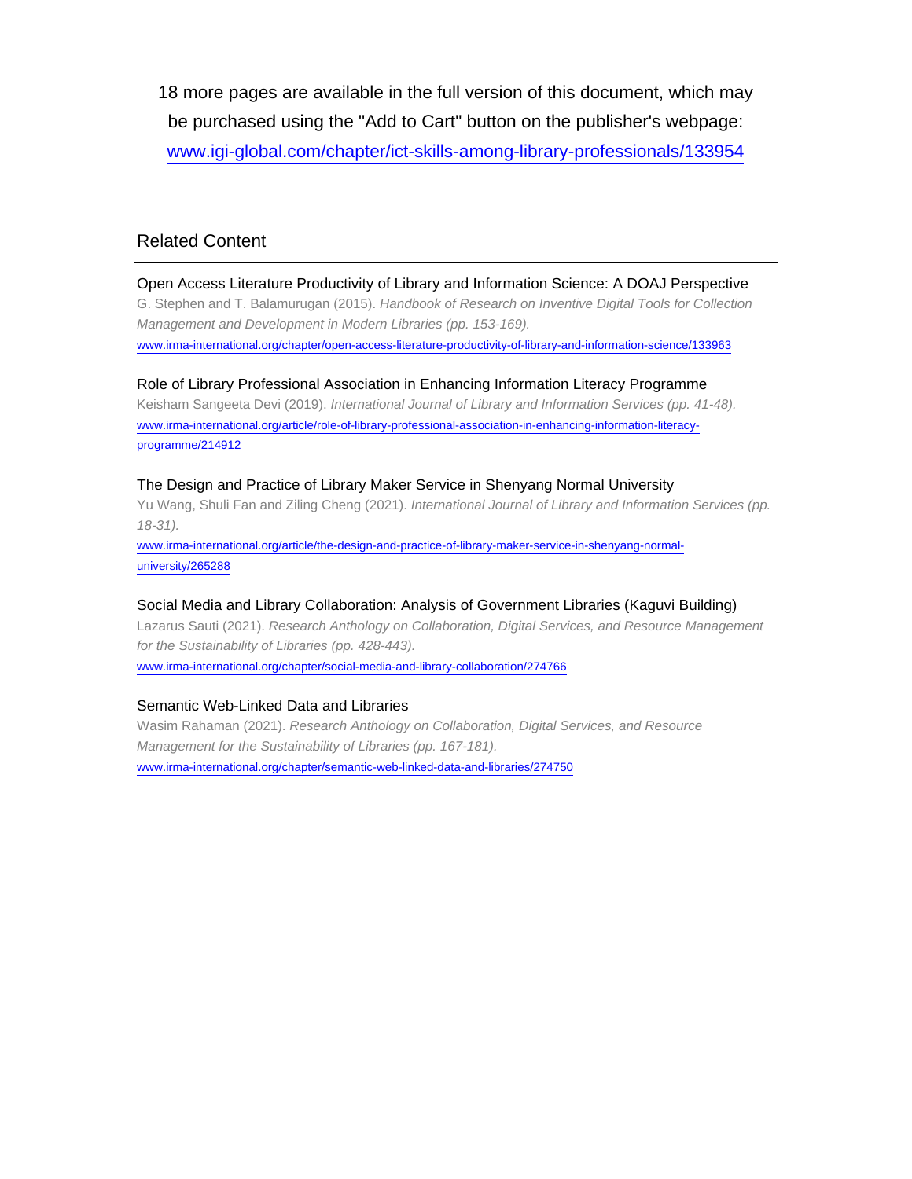18 more pages are available in the full version of this document, which may be purchased using the "Add to Cart" button on the publisher's webpage: [www.igi-global.com/chapter/ict-skills-among-library-professionals/133954](www.igi-global.com/chapter/ict-skills-among-library-professionals/133954)

## Related Content

Open Access Literature Productivity of Library and Information Science: A DOAJ Perspective
G. Stephen and T. Balamurugan (2015). *Handbook of Research on Inventive Digital Tools for Collection Management and Development in Modern Libraries (pp. 153-169).*
[www.irma-international.org/chapter/open-access-literature-productivity-of-library-and-information-science/133963](www.irma-international.org/chapter/open-access-literature-productivity-of-library-and-information-science/133963)

Role of Library Professional Association in Enhancing Information Literacy Programme
Keisham Sangeeta Devi (2019). *International Journal of Library and Information Services (pp. 41-48).*
[www.irma-international.org/article/role-of-library-professional-association-in-enhancing-information-literacy-programme/214912](www.irma-international.org/article/role-of-library-professional-association-in-enhancing-information-literacy-programme/214912)

The Design and Practice of Library Maker Service in Shenyang Normal University
Yu Wang, Shuli Fan and Ziling Cheng (2021). *International Journal of Library and Information Services (pp. 18-31).*
[www.irma-international.org/article/the-design-and-practice-of-library-maker-service-in-shenyang-normal-university/265288](www.irma-international.org/article/the-design-and-practice-of-library-maker-service-in-shenyang-normal-university/265288)

Social Media and Library Collaboration: Analysis of Government Libraries (Kaguvi Building)
Lazarus Sauti (2021). *Research Anthology on Collaboration, Digital Services, and Resource Management for the Sustainability of Libraries (pp. 428-443).*
[www.irma-international.org/chapter/social-media-and-library-collaboration/274766](www.irma-international.org/chapter/social-media-and-library-collaboration/274766)

Semantic Web-Linked Data and Libraries
Wasim Rahaman (2021). *Research Anthology on Collaboration, Digital Services, and Resource Management for the Sustainability of Libraries (pp. 167-181).*
[www.irma-international.org/chapter/semantic-web-linked-data-and-libraries/274750](www.irma-international.org/chapter/semantic-web-linked-data-and-libraries/274750)